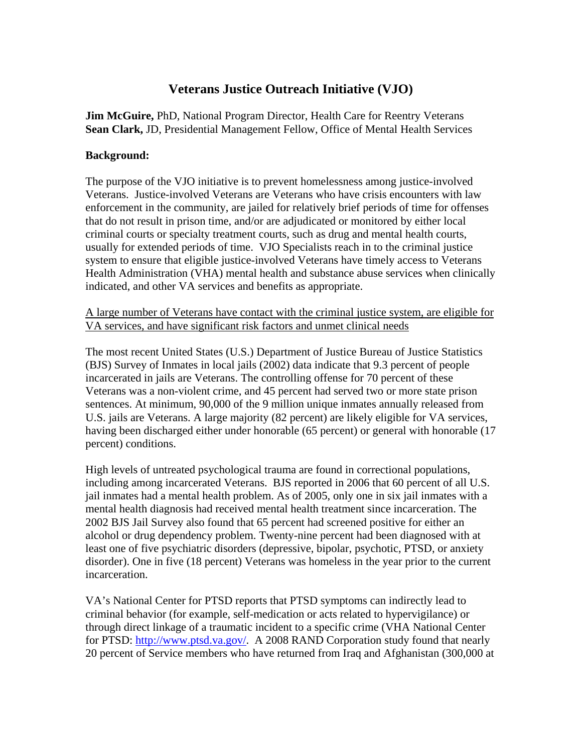# Veterans Justice Outreach Initiative (VJO)

**Jim McGuire,** PhD, National Program Director, Health Care for Reentry Veterans
**Sean Clark,** JD, Presidential Management Fellow, Office of Mental Health Services

**Background:**

The purpose of the VJO initiative is to prevent homelessness among justice-involved Veterans. Justice-involved Veterans are Veterans who have crisis encounters with law enforcement in the community, are jailed for relatively brief periods of time for offenses that do not result in prison time, and/or are adjudicated or monitored by either local criminal courts or specialty treatment courts, such as drug and mental health courts, usually for extended periods of time. VJO Specialists reach in to the criminal justice system to ensure that eligible justice-involved Veterans have timely access to Veterans Health Administration (VHA) mental health and substance abuse services when clinically indicated, and other VA services and benefits as appropriate.

<u>A large number of Veterans have contact with the criminal justice system, are eligible for VA services, and have significant risk factors and unmet clinical needs</u>

The most recent United States (U.S.) Department of Justice Bureau of Justice Statistics (BJS) Survey of Inmates in local jails (2002) data indicate that 9.3 percent of people incarcerated in jails are Veterans. The controlling offense for 70 percent of these Veterans was a non-violent crime, and 45 percent had served two or more state prison sentences. At minimum, 90,000 of the 9 million unique inmates annually released from U.S. jails are Veterans. A large majority (82 percent) are likely eligible for VA services, having been discharged either under honorable (65 percent) or general with honorable (17 percent) conditions.

High levels of untreated psychological trauma are found in correctional populations, including among incarcerated Veterans. BJS reported in 2006 that 60 percent of all U.S. jail inmates had a mental health problem. As of 2005, only one in six jail inmates with a mental health diagnosis had received mental health treatment since incarceration. The 2002 BJS Jail Survey also found that 65 percent had screened positive for either an alcohol or drug dependency problem. Twenty-nine percent had been diagnosed with at least one of five psychiatric disorders (depressive, bipolar, psychotic, PTSD, or anxiety disorder). One in five (18 percent) Veterans was homeless in the year prior to the current incarceration.

VA's National Center for PTSD reports that PTSD symptoms can indirectly lead to criminal behavior (for example, self-medication or acts related to hypervigilance) or through direct linkage of a traumatic incident to a specific crime (VHA National Center for PTSD: [http://www.ptsd.va.gov/](http://www.ptsd.va.gov/). A 2008 RAND Corporation study found that nearly 20 percent of Service members who have returned from Iraq and Afghanistan (300,000 at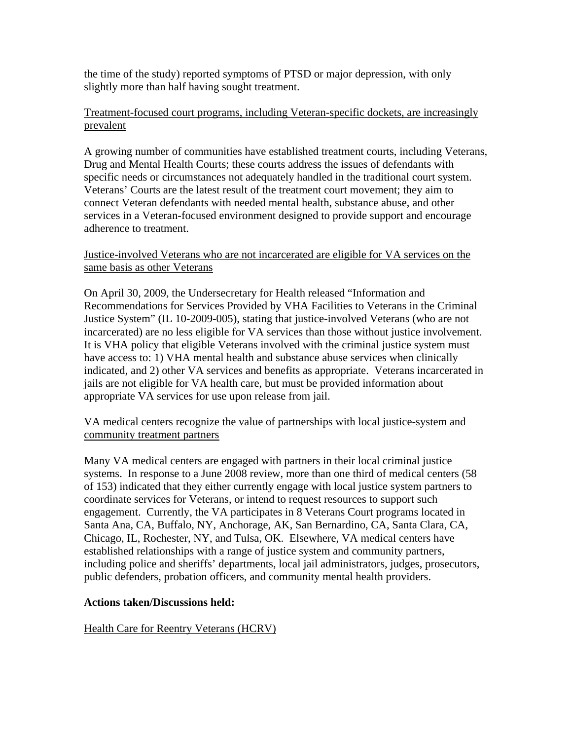the time of the study) reported symptoms of PTSD or major depression, with only slightly more than half having sought treatment.

<u>Treatment-focused court programs, including Veteran-specific dockets, are increasingly prevalent</u>

A growing number of communities have established treatment courts, including Veterans, Drug and Mental Health Courts; these courts address the issues of defendants with specific needs or circumstances not adequately handled in the traditional court system. Veterans' Courts are the latest result of the treatment court movement; they aim to connect Veteran defendants with needed mental health, substance abuse, and other services in a Veteran-focused environment designed to provide support and encourage adherence to treatment.

<u>Justice-involved Veterans who are not incarcerated are eligible for VA services on the same basis as other Veterans</u>

On April 30, 2009, the Undersecretary for Health released "Information and Recommendations for Services Provided by VHA Facilities to Veterans in the Criminal Justice System" (IL 10-2009-005), stating that justice-involved Veterans (who are not incarcerated) are no less eligible for VA services than those without justice involvement. It is VHA policy that eligible Veterans involved with the criminal justice system must have access to: 1) VHA mental health and substance abuse services when clinically indicated, and 2) other VA services and benefits as appropriate. Veterans incarcerated in jails are not eligible for VA health care, but must be provided information about appropriate VA services for use upon release from jail.

<u>VA medical centers recognize the value of partnerships with local justice-system and community treatment partners</u>

Many VA medical centers are engaged with partners in their local criminal justice systems. In response to a June 2008 review, more than one third of medical centers (58 of 153) indicated that they either currently engage with local justice system partners to coordinate services for Veterans, or intend to request resources to support such engagement. Currently, the VA participates in 8 Veterans Court programs located in Santa Ana, CA, Buffalo, NY, Anchorage, AK, San Bernardino, CA, Santa Clara, CA, Chicago, IL, Rochester, NY, and Tulsa, OK. Elsewhere, VA medical centers have established relationships with a range of justice system and community partners, including police and sheriffs' departments, local jail administrators, judges, prosecutors, public defenders, probation officers, and community mental health providers.

**Actions taken/Discussions held:**

<u>Health Care for Reentry Veterans (HCRV)</u>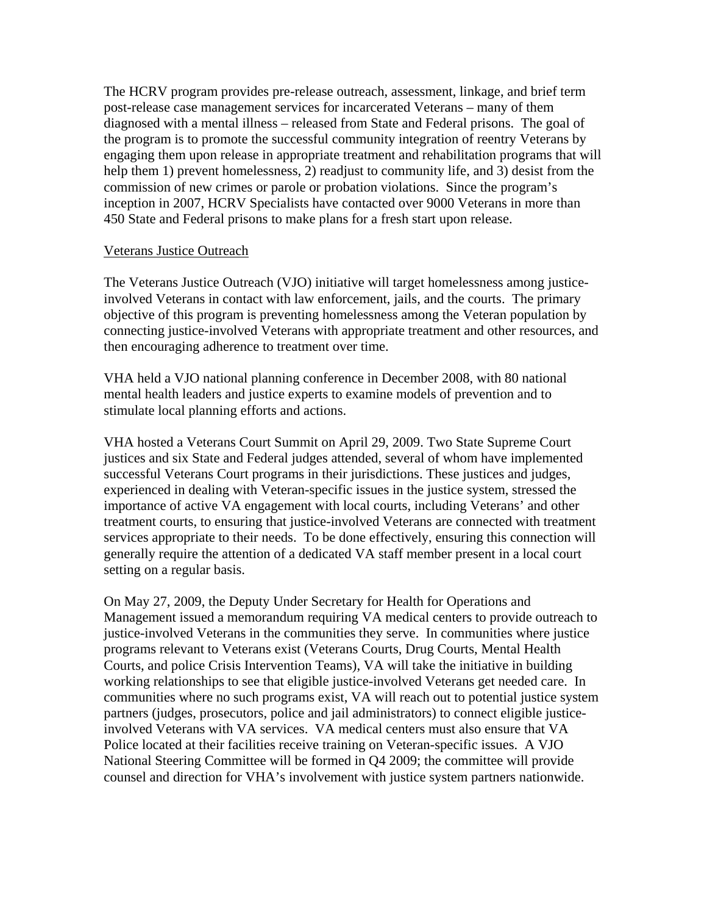The HCRV program provides pre-release outreach, assessment, linkage, and brief term post-release case management services for incarcerated Veterans – many of them diagnosed with a mental illness – released from State and Federal prisons. The goal of the program is to promote the successful community integration of reentry Veterans by engaging them upon release in appropriate treatment and rehabilitation programs that will help them 1) prevent homelessness, 2) readjust to community life, and 3) desist from the commission of new crimes or parole or probation violations. Since the program's inception in 2007, HCRV Specialists have contacted over 9000 Veterans in more than 450 State and Federal prisons to make plans for a fresh start upon release.

<u>Veterans Justice Outreach</u>

The Veterans Justice Outreach (VJO) initiative will target homelessness among justice-involved Veterans in contact with law enforcement, jails, and the courts. The primary objective of this program is preventing homelessness among the Veteran population by connecting justice-involved Veterans with appropriate treatment and other resources, and then encouraging adherence to treatment over time.

VHA held a VJO national planning conference in December 2008, with 80 national mental health leaders and justice experts to examine models of prevention and to stimulate local planning efforts and actions.

VHA hosted a Veterans Court Summit on April 29, 2009. Two State Supreme Court justices and six State and Federal judges attended, several of whom have implemented successful Veterans Court programs in their jurisdictions. These justices and judges, experienced in dealing with Veteran-specific issues in the justice system, stressed the importance of active VA engagement with local courts, including Veterans' and other treatment courts, to ensuring that justice-involved Veterans are connected with treatment services appropriate to their needs. To be done effectively, ensuring this connection will generally require the attention of a dedicated VA staff member present in a local court setting on a regular basis.

On May 27, 2009, the Deputy Under Secretary for Health for Operations and Management issued a memorandum requiring VA medical centers to provide outreach to justice-involved Veterans in the communities they serve. In communities where justice programs relevant to Veterans exist (Veterans Courts, Drug Courts, Mental Health Courts, and police Crisis Intervention Teams), VA will take the initiative in building working relationships to see that eligible justice-involved Veterans get needed care. In communities where no such programs exist, VA will reach out to potential justice system partners (judges, prosecutors, police and jail administrators) to connect eligible justice-involved Veterans with VA services. VA medical centers must also ensure that VA Police located at their facilities receive training on Veteran-specific issues. A VJO National Steering Committee will be formed in Q4 2009; the committee will provide counsel and direction for VHA's involvement with justice system partners nationwide.